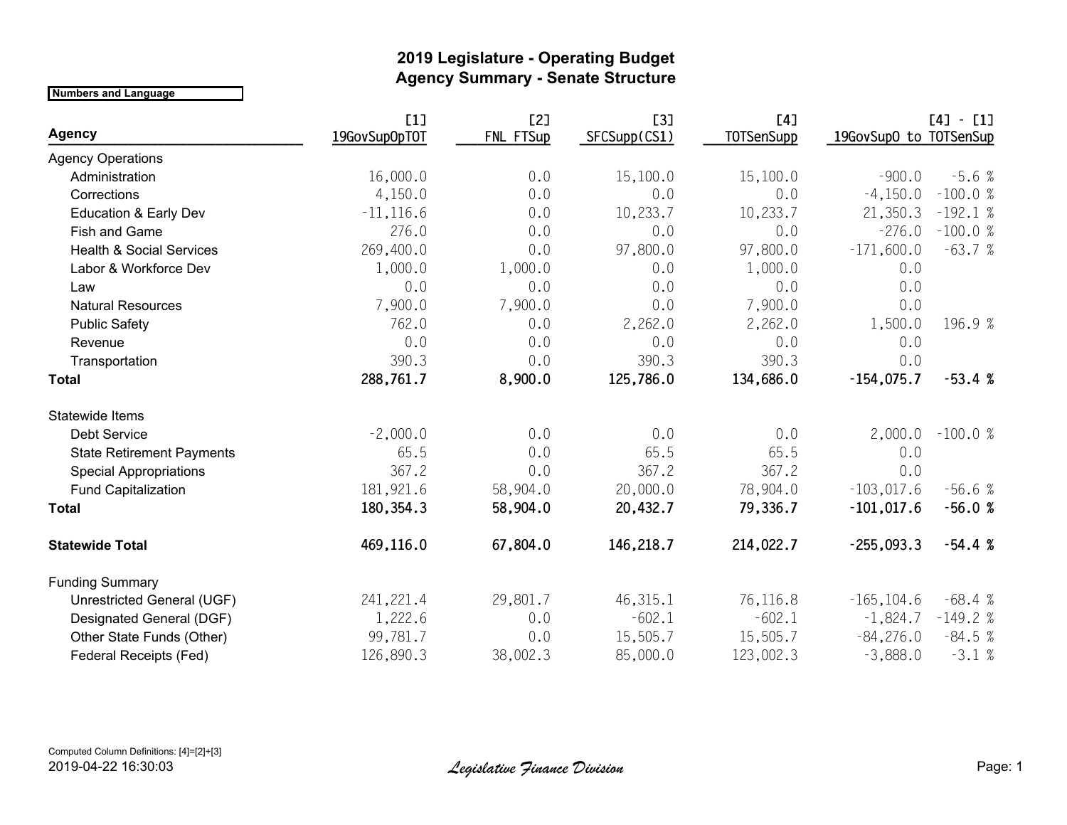# 2019 Legislature - Operating Budget
## Agency Summary - Senate Structure

**Numbers and Language**

| Agency | [1] 19GovSupOpTOT | [2] FNL FTSup | [3] SFCSupp(CS1) | [4] TOTSenSupp | [4] - [1] 19GovSupO to TOTSenSup | |
|---|---|---|---|---|---|---|
| Agency Operations | | | | | | |
| Administration | 16,000.0 | 0.0 | 15,100.0 | 15,100.0 | -900.0 | -5.6 % |
| Corrections | 4,150.0 | 0.0 | 0.0 | 0.0 | -4,150.0 | -100.0 % |
| Education & Early Dev | -11,116.6 | 0.0 | 10,233.7 | 10,233.7 | 21,350.3 | -192.1 % |
| Fish and Game | 276.0 | 0.0 | 0.0 | 0.0 | -276.0 | -100.0 % |
| Health & Social Services | 269,400.0 | 0.0 | 97,800.0 | 97,800.0 | -171,600.0 | -63.7 % |
| Labor & Workforce Dev | 1,000.0 | 1,000.0 | 0.0 | 1,000.0 | 0.0 | |
| Law | 0.0 | 0.0 | 0.0 | 0.0 | 0.0 | |
| Natural Resources | 7,900.0 | 7,900.0 | 0.0 | 7,900.0 | 0.0 | |
| Public Safety | 762.0 | 0.0 | 2,262.0 | 2,262.0 | 1,500.0 | 196.9 % |
| Revenue | 0.0 | 0.0 | 0.0 | 0.0 | 0.0 | |
| Transportation | 390.3 | 0.0 | 390.3 | 390.3 | 0.0 | |
| **Total** | **288,761.7** | **8,900.0** | **125,786.0** | **134,686.0** | **-154,075.7** | **-53.4 %** |
| Statewide Items | | | | | | |
| Debt Service | -2,000.0 | 0.0 | 0.0 | 0.0 | 2,000.0 | -100.0 % |
| State Retirement Payments | 65.5 | 0.0 | 65.5 | 65.5 | 0.0 | |
| Special Appropriations | 367.2 | 0.0 | 367.2 | 367.2 | 0.0 | |
| Fund Capitalization | 181,921.6 | 58,904.0 | 20,000.0 | 78,904.0 | -103,017.6 | -56.6 % |
| **Total** | **180,354.3** | **58,904.0** | **20,432.7** | **79,336.7** | **-101,017.6** | **-56.0 %** |
| **Statewide Total** | **469,116.0** | **67,804.0** | **146,218.7** | **214,022.7** | **-255,093.3** | **-54.4 %** |
| Funding Summary | | | | | | |
| Unrestricted General (UGF) | 241,221.4 | 29,801.7 | 46,315.1 | 76,116.8 | -165,104.6 | -68.4 % |
| Designated General (DGF) | 1,222.6 | 0.0 | -602.1 | -602.1 | -1,824.7 | -149.2 % |
| Other State Funds (Other) | 99,781.7 | 0.0 | 15,505.7 | 15,505.7 | -84,276.0 | -84.5 % |
| Federal Receipts (Fed) | 126,890.3 | 38,002.3 | 85,000.0 | 123,002.3 | -3,888.0 | -3.1 % |

Computed Column Definitions: [4]=[2]+[3]

2019-04-22 16:30:03

*Legislative Finance Division*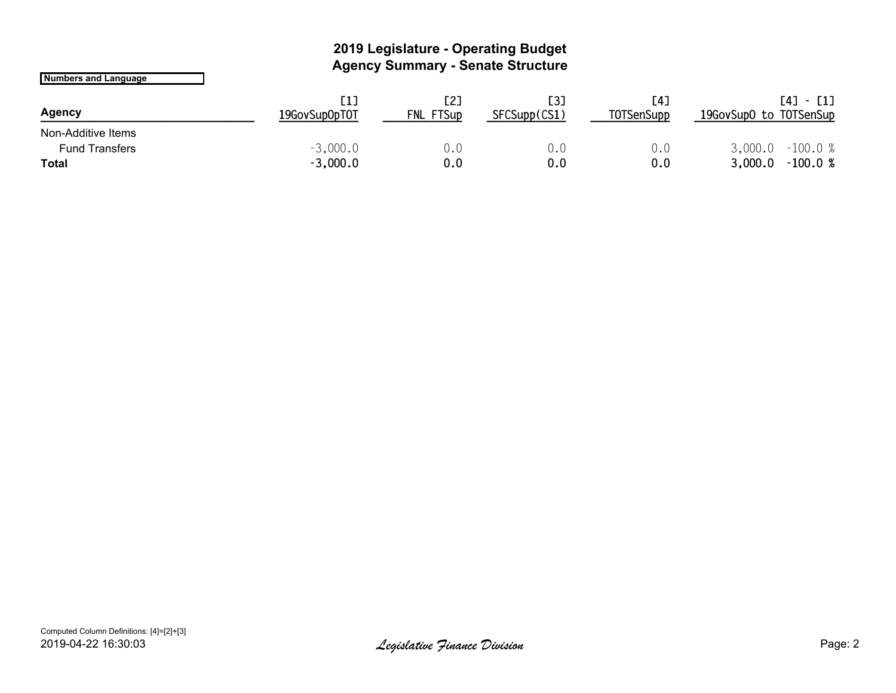# 2019 Legislature - Operating Budget
## Agency Summary - Senate Structure

**Numbers and Language**

| Agency | [1] 19GovSupOpTOT | [2] FNL FTSup | [3] SFCSupp(CS1) | [4] TOTSenSupp | [4] - [1] 19GovSupO to TOTSenSup | |
|---|---|---|---|---|---|---|
| Non-Additive Items | | | | | | |
| Fund Transfers | -3,000.0 | 0.0 | 0.0 | 0.0 | 3,000.0 | -100.0 % |
| **Total** | **-3,000.0** | **0.0** | **0.0** | **0.0** | **3,000.0** | **-100.0 %** |

Computed Column Definitions: [4]=[2]+[3]

2019-04-22 16:30:03

*Legislative Finance Division*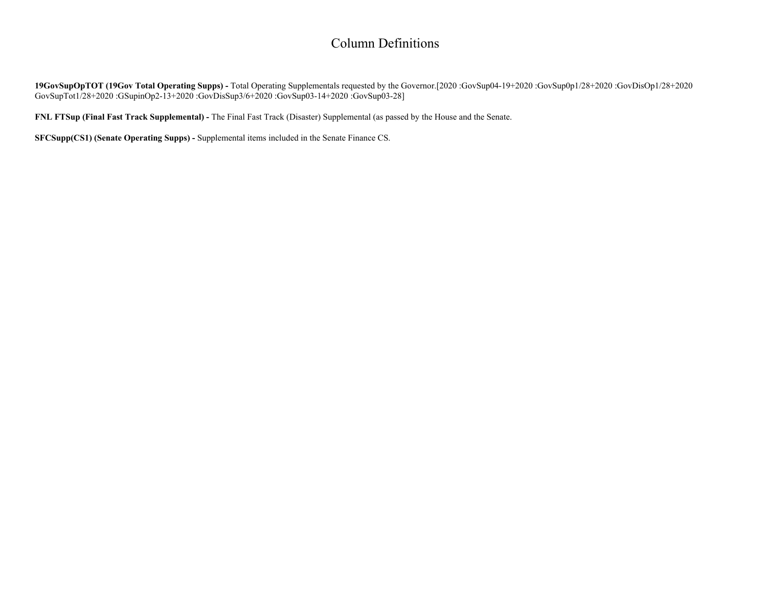# Column Definitions

**19GovSupOpTOT (19Gov Total Operating Supps) -** Total Operating Supplementals requested by the Governor.[2020 :GovSup04-19+2020 :GovSup0p1/28+2020 :GovDisOp1/28+2020 GovSupTot1/28+2020 :GSupinOp2-13+2020 :GovDisSup3/6+2020 :GovSup03-14+2020 :GovSup03-28]

**FNL FTSup (Final Fast Track Supplemental) -** The Final Fast Track (Disaster) Supplemental (as passed by the House and the Senate.

**SFCSupp(CS1) (Senate Operating Supps) -** Supplemental items included in the Senate Finance CS.